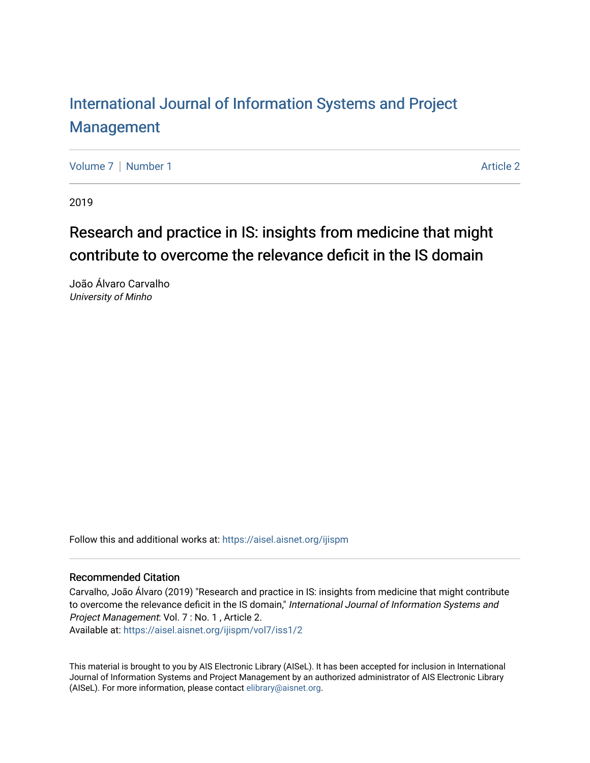# International Journal of Information Systems and Project Management

Volume 7 | Number 1 Article 2

2019

## Research and practice in IS: insights from medicine that might contribute to overcome the relevance deficit in the IS domain

João Álvaro Carvalho
*University of Minho*

Follow this and additional works at: https://aisel.aisnet.org/ijispm

### Recommended Citation

Carvalho, João Álvaro (2019) "Research and practice in IS: insights from medicine that might contribute to overcome the relevance deficit in the IS domain," *International Journal of Information Systems and Project Management*: Vol. 7 : No. 1 , Article 2.
Available at: https://aisel.aisnet.org/ijispm/vol7/iss1/2

This material is brought to you by AIS Electronic Library (AISeL). It has been accepted for inclusion in International Journal of Information Systems and Project Management by an authorized administrator of AIS Electronic Library (AISeL). For more information, please contact elibrary@aisnet.org.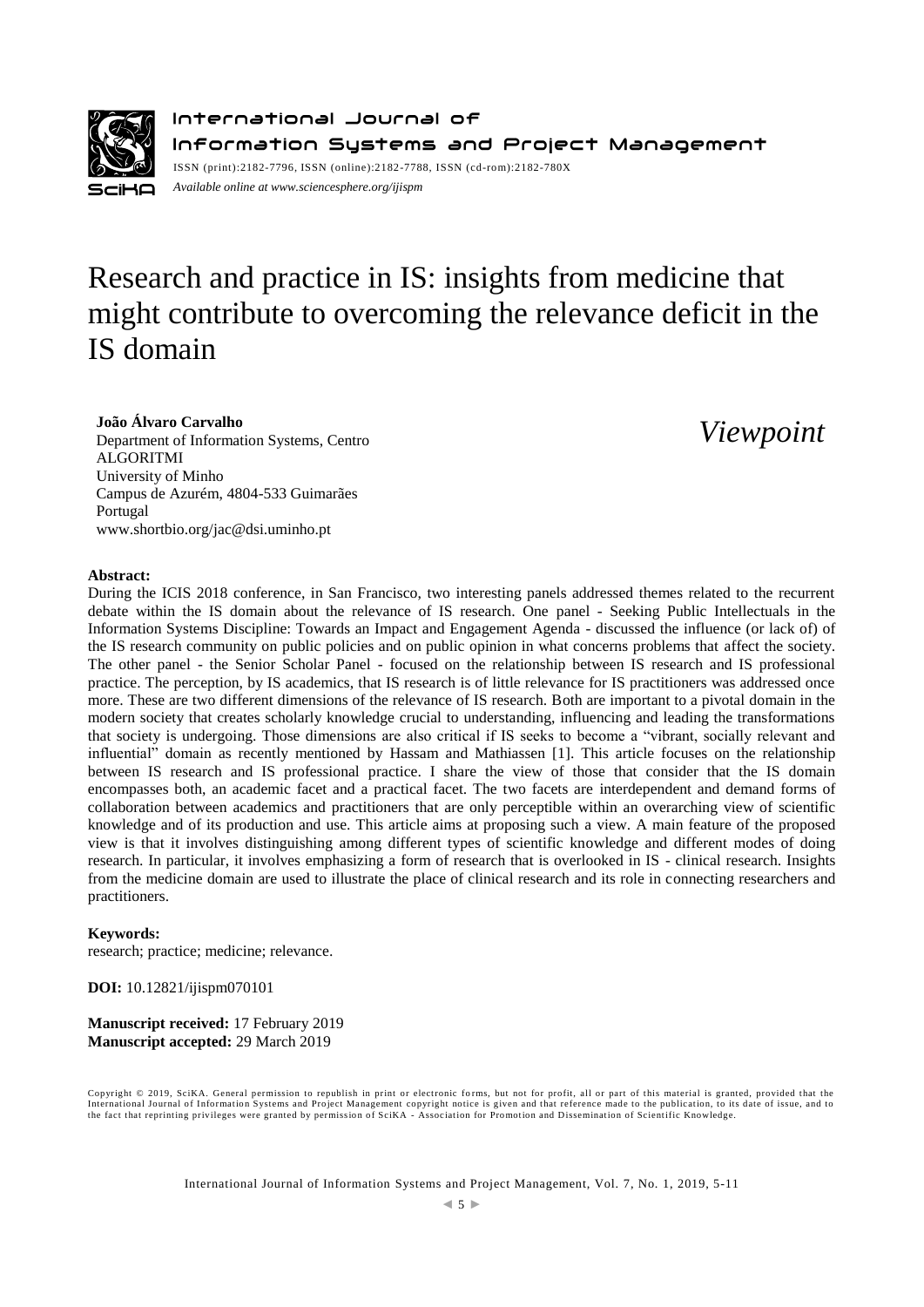International Journal of Information Systems and Project Management

ISSN (print):2182-7796, ISSN (online):2182-7788, ISSN (cd-rom):2182-780X

*Available online at www.sciencesphere.org/ijispm*

# Research and practice in IS: insights from medicine that might contribute to overcoming the relevance deficit in the IS domain

**João Álvaro Carvalho**
Department of Information Systems, Centro ALGORITMI
University of Minho
Campus de Azurém, 4804-533 Guimarães
Portugal
www.shortbio.org/jac@dsi.uminho.pt

*Viewpoint*

**Abstract:**

During the ICIS 2018 conference, in San Francisco, two interesting panels addressed themes related to the recurrent debate within the IS domain about the relevance of IS research. One panel - Seeking Public Intellectuals in the Information Systems Discipline: Towards an Impact and Engagement Agenda - discussed the influence (or lack of) of the IS research community on public policies and on public opinion in what concerns problems that affect the society. The other panel - the Senior Scholar Panel - focused on the relationship between IS research and IS professional practice. The perception, by IS academics, that IS research is of little relevance for IS practitioners was addressed once more. These are two different dimensions of the relevance of IS research. Both are important to a pivotal domain in the modern society that creates scholarly knowledge crucial to understanding, influencing and leading the transformations that society is undergoing. Those dimensions are also critical if IS seeks to become a "vibrant, socially relevant and influential" domain as recently mentioned by Hassam and Mathiassen [1]. This article focuses on the relationship between IS research and IS professional practice. I share the view of those that consider that the IS domain encompasses both, an academic facet and a practical facet. The two facets are interdependent and demand forms of collaboration between academics and practitioners that are only perceptible within an overarching view of scientific knowledge and of its production and use. This article aims at proposing such a view. A main feature of the proposed view is that it involves distinguishing among different types of scientific knowledge and different modes of doing research. In particular, it involves emphasizing a form of research that is overlooked in IS - clinical research. Insights from the medicine domain are used to illustrate the place of clinical research and its role in connecting researchers and practitioners.

**Keywords:**

research; practice; medicine; relevance.

**DOI:** 10.12821/ijispm070101

**Manuscript received:** 17 February 2019

**Manuscript accepted:** 29 March 2019

Copyright © 2019, SciKA. General permission to republish in print or electronic forms, but not for profit, all or part of this material is granted, provided that the International Journal of Information Systems and Project Management copyright notice is given and that reference made to the publication, to its date of issue, and to the fact that reprinting privileges were granted by permission of SciKA - Association for Promotion and Dissemination of Scientific Knowledge.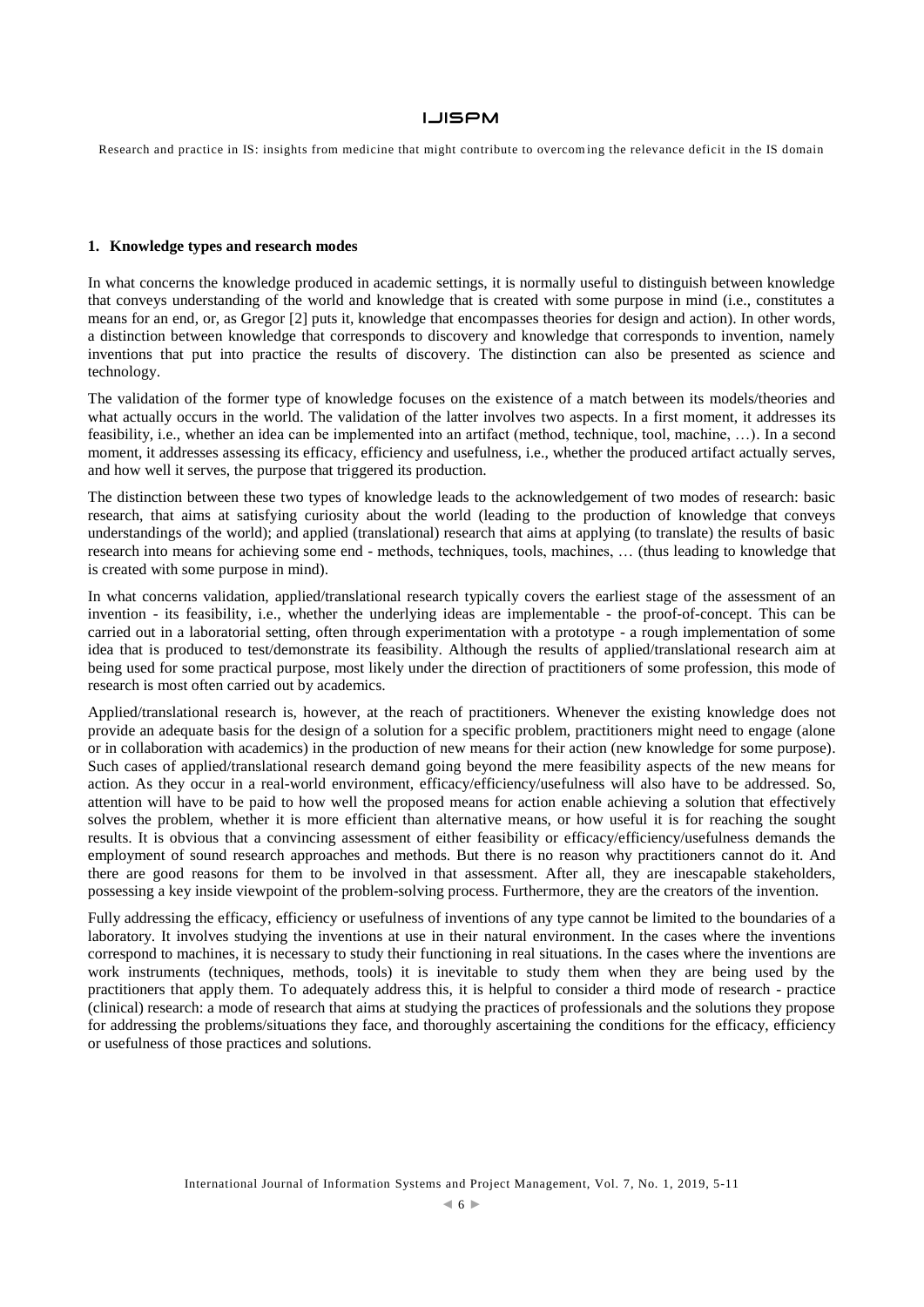## 1. Knowledge types and research modes

In what concerns the knowledge produced in academic settings, it is normally useful to distinguish between knowledge that conveys understanding of the world and knowledge that is created with some purpose in mind (i.e., constitutes a means for an end, or, as Gregor [2] puts it, knowledge that encompasses theories for design and action). In other words, a distinction between knowledge that corresponds to discovery and knowledge that corresponds to invention, namely inventions that put into practice the results of discovery. The distinction can also be presented as science and technology.

The validation of the former type of knowledge focuses on the existence of a match between its models/theories and what actually occurs in the world. The validation of the latter involves two aspects. In a first moment, it addresses its feasibility, i.e., whether an idea can be implemented into an artifact (method, technique, tool, machine, …). In a second moment, it addresses assessing its efficacy, efficiency and usefulness, i.e., whether the produced artifact actually serves, and how well it serves, the purpose that triggered its production.

The distinction between these two types of knowledge leads to the acknowledgement of two modes of research: basic research, that aims at satisfying curiosity about the world (leading to the production of knowledge that conveys understandings of the world); and applied (translational) research that aims at applying (to translate) the results of basic research into means for achieving some end - methods, techniques, tools, machines, … (thus leading to knowledge that is created with some purpose in mind).

In what concerns validation, applied/translational research typically covers the earliest stage of the assessment of an invention - its feasibility, i.e., whether the underlying ideas are implementable - the proof-of-concept. This can be carried out in a laboratorial setting, often through experimentation with a prototype - a rough implementation of some idea that is produced to test/demonstrate its feasibility. Although the results of applied/translational research aim at being used for some practical purpose, most likely under the direction of practitioners of some profession, this mode of research is most often carried out by academics.

Applied/translational research is, however, at the reach of practitioners. Whenever the existing knowledge does not provide an adequate basis for the design of a solution for a specific problem, practitioners might need to engage (alone or in collaboration with academics) in the production of new means for their action (new knowledge for some purpose). Such cases of applied/translational research demand going beyond the mere feasibility aspects of the new means for action. As they occur in a real-world environment, efficacy/efficiency/usefulness will also have to be addressed. So, attention will have to be paid to how well the proposed means for action enable achieving a solution that effectively solves the problem, whether it is more efficient than alternative means, or how useful it is for reaching the sought results. It is obvious that a convincing assessment of either feasibility or efficacy/efficiency/usefulness demands the employment of sound research approaches and methods. But there is no reason why practitioners cannot do it. And there are good reasons for them to be involved in that assessment. After all, they are inescapable stakeholders, possessing a key inside viewpoint of the problem-solving process. Furthermore, they are the creators of the invention.

Fully addressing the efficacy, efficiency or usefulness of inventions of any type cannot be limited to the boundaries of a laboratory. It involves studying the inventions at use in their natural environment. In the cases where the inventions correspond to machines, it is necessary to study their functioning in real situations. In the cases where the inventions are work instruments (techniques, methods, tools) it is inevitable to study them when they are being used by the practitioners that apply them. To adequately address this, it is helpful to consider a third mode of research - practice (clinical) research: a mode of research that aims at studying the practices of professionals and the solutions they propose for addressing the problems/situations they face, and thoroughly ascertaining the conditions for the efficacy, efficiency or usefulness of those practices and solutions.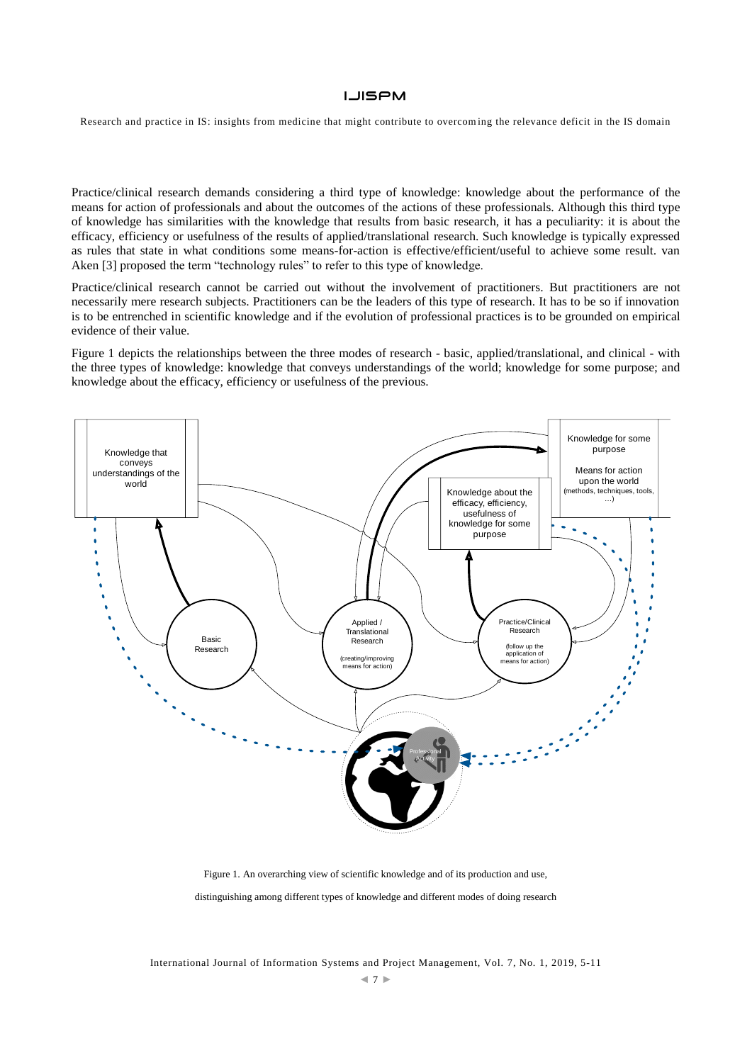Practice/clinical research demands considering a third type of knowledge: knowledge about the performance of the means for action of professionals and about the outcomes of the actions of these professionals. Although this third type of knowledge has similarities with the knowledge that results from basic research, it has a peculiarity: it is about the efficacy, efficiency or usefulness of the results of applied/translational research. Such knowledge is typically expressed as rules that state in what conditions some means-for-action is effective/efficient/useful to achieve some result. van Aken [3] proposed the term "technology rules" to refer to this type of knowledge.

Practice/clinical research cannot be carried out without the involvement of practitioners. But practitioners are not necessarily mere research subjects. Practitioners can be the leaders of this type of research. It has to be so if innovation is to be entrenched in scientific knowledge and if the evolution of professional practices is to be grounded on empirical evidence of their value.

Figure 1 depicts the relationships between the three modes of research - basic, applied/translational, and clinical - with the three types of knowledge: knowledge that conveys understandings of the world; knowledge for some purpose; and knowledge about the efficacy, efficiency or usefulness of the previous.

Figure 1. An overarching view of scientific knowledge and of its production and use, distinguishing among different types of knowledge and different modes of doing research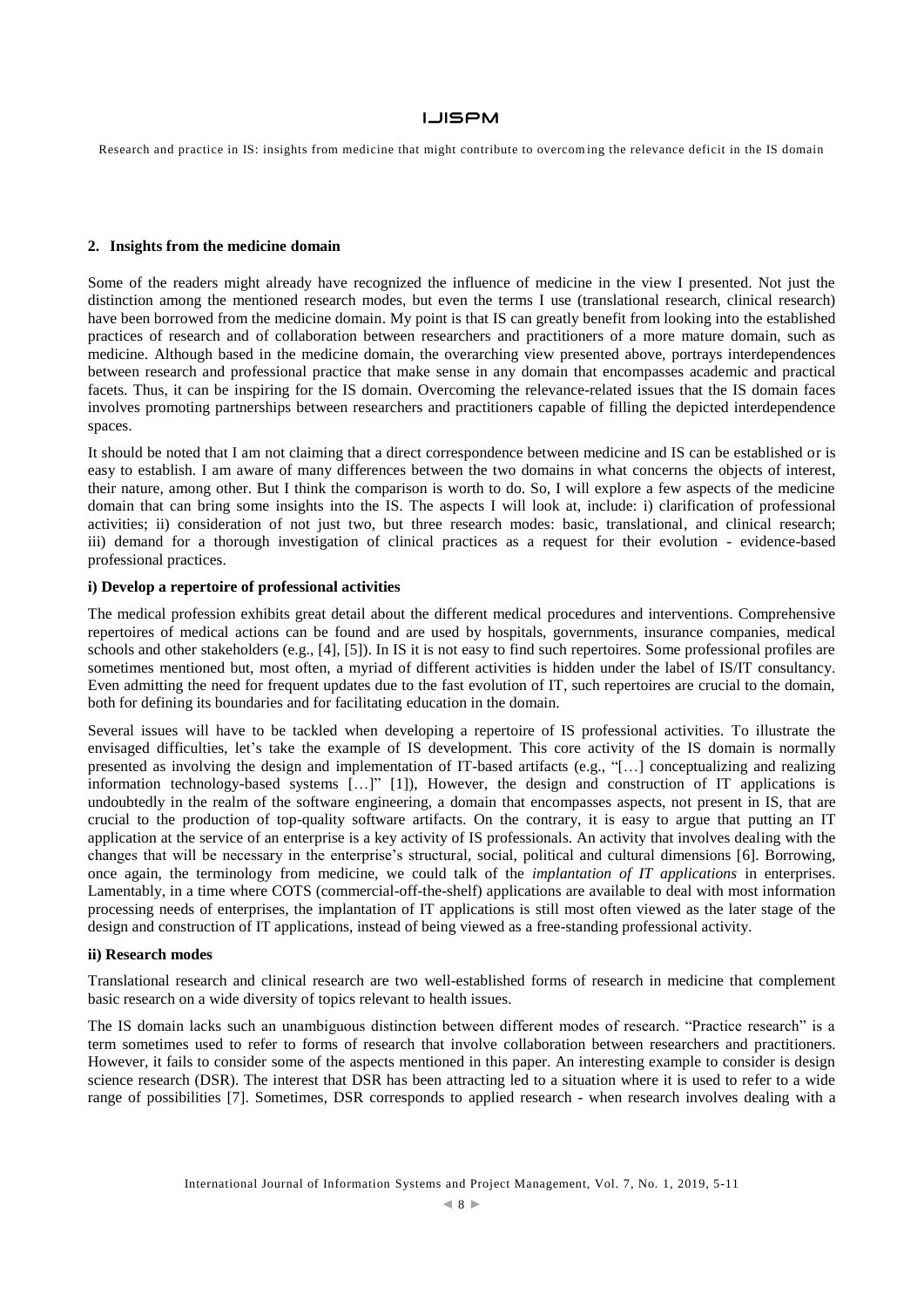## 2. Insights from the medicine domain

Some of the readers might already have recognized the influence of medicine in the view I presented. Not just the distinction among the mentioned research modes, but even the terms I use (translational research, clinical research) have been borrowed from the medicine domain. My point is that IS can greatly benefit from looking into the established practices of research and of collaboration between researchers and practitioners of a more mature domain, such as medicine. Although based in the medicine domain, the overarching view presented above, portrays interdependences between research and professional practice that make sense in any domain that encompasses academic and practical facets. Thus, it can be inspiring for the IS domain. Overcoming the relevance-related issues that the IS domain faces involves promoting partnerships between researchers and practitioners capable of filling the depicted interdependence spaces.

It should be noted that I am not claiming that a direct correspondence between medicine and IS can be established or is easy to establish. I am aware of many differences between the two domains in what concerns the objects of interest, their nature, among other. But I think the comparison is worth to do. So, I will explore a few aspects of the medicine domain that can bring some insights into the IS. The aspects I will look at, include: i) clarification of professional activities; ii) consideration of not just two, but three research modes: basic, translational, and clinical research; iii) demand for a thorough investigation of clinical practices as a request for their evolution - evidence-based professional practices.

**i) Develop a repertoire of professional activities**

The medical profession exhibits great detail about the different medical procedures and interventions. Comprehensive repertoires of medical actions can be found and are used by hospitals, governments, insurance companies, medical schools and other stakeholders (e.g., [4], [5]). In IS it is not easy to find such repertoires. Some professional profiles are sometimes mentioned but, most often, a myriad of different activities is hidden under the label of IS/IT consultancy. Even admitting the need for frequent updates due to the fast evolution of IT, such repertoires are crucial to the domain, both for defining its boundaries and for facilitating education in the domain.

Several issues will have to be tackled when developing a repertoire of IS professional activities. To illustrate the envisaged difficulties, let's take the example of IS development. This core activity of the IS domain is normally presented as involving the design and implementation of IT-based artifacts (e.g., "[…] conceptualizing and realizing information technology-based systems […]" [1]), However, the design and construction of IT applications is undoubtedly in the realm of the software engineering, a domain that encompasses aspects, not present in IS, that are crucial to the production of top-quality software artifacts. On the contrary, it is easy to argue that putting an IT application at the service of an enterprise is a key activity of IS professionals. An activity that involves dealing with the changes that will be necessary in the enterprise's structural, social, political and cultural dimensions [6]. Borrowing, once again, the terminology from medicine, we could talk of the *implantation of IT applications* in enterprises. Lamentably, in a time where COTS (commercial-off-the-shelf) applications are available to deal with most information processing needs of enterprises, the implantation of IT applications is still most often viewed as the later stage of the design and construction of IT applications, instead of being viewed as a free-standing professional activity.

**ii) Research modes**

Translational research and clinical research are two well-established forms of research in medicine that complement basic research on a wide diversity of topics relevant to health issues.

The IS domain lacks such an unambiguous distinction between different modes of research. "Practice research" is a term sometimes used to refer to forms of research that involve collaboration between researchers and practitioners. However, it fails to consider some of the aspects mentioned in this paper. An interesting example to consider is design science research (DSR). The interest that DSR has been attracting led to a situation where it is used to refer to a wide range of possibilities [7]. Sometimes, DSR corresponds to applied research - when research involves dealing with a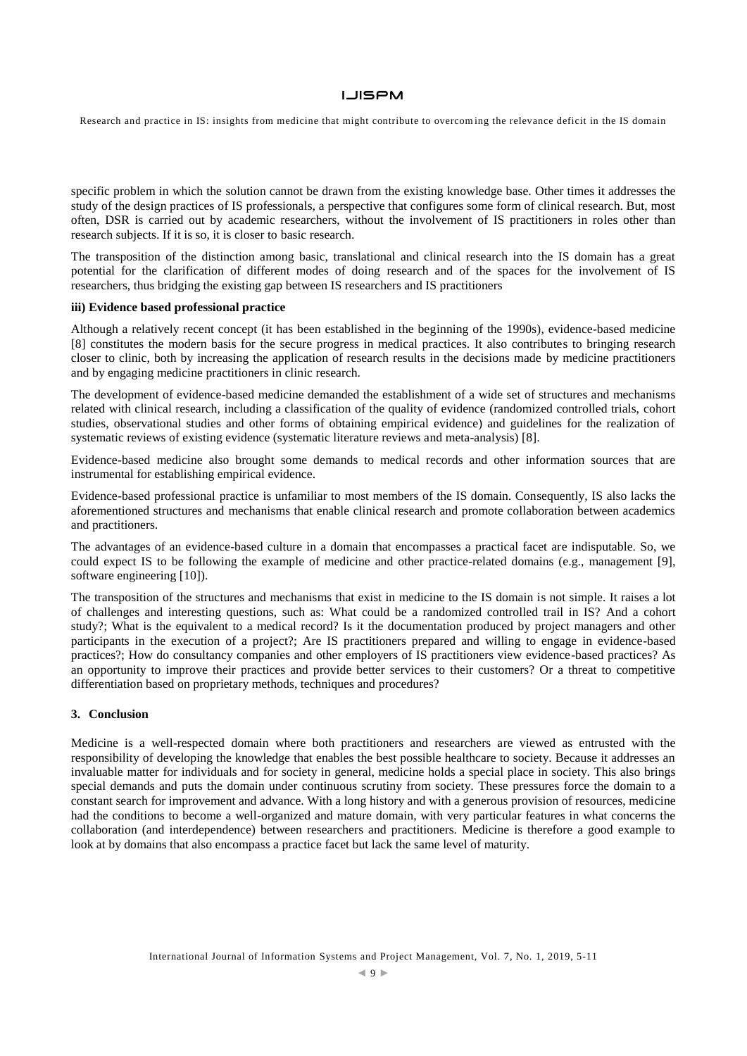specific problem in which the solution cannot be drawn from the existing knowledge base. Other times it addresses the study of the design practices of IS professionals, a perspective that configures some form of clinical research. But, most often, DSR is carried out by academic researchers, without the involvement of IS practitioners in roles other than research subjects. If it is so, it is closer to basic research.

The transposition of the distinction among basic, translational and clinical research into the IS domain has a great potential for the clarification of different modes of doing research and of the spaces for the involvement of IS researchers, thus bridging the existing gap between IS researchers and IS practitioners

**iii) Evidence based professional practice**

Although a relatively recent concept (it has been established in the beginning of the 1990s), evidence-based medicine [8] constitutes the modern basis for the secure progress in medical practices. It also contributes to bringing research closer to clinic, both by increasing the application of research results in the decisions made by medicine practitioners and by engaging medicine practitioners in clinic research.

The development of evidence-based medicine demanded the establishment of a wide set of structures and mechanisms related with clinical research, including a classification of the quality of evidence (randomized controlled trials, cohort studies, observational studies and other forms of obtaining empirical evidence) and guidelines for the realization of systematic reviews of existing evidence (systematic literature reviews and meta-analysis) [8].

Evidence-based medicine also brought some demands to medical records and other information sources that are instrumental for establishing empirical evidence.

Evidence-based professional practice is unfamiliar to most members of the IS domain. Consequently, IS also lacks the aforementioned structures and mechanisms that enable clinical research and promote collaboration between academics and practitioners.

The advantages of an evidence-based culture in a domain that encompasses a practical facet are indisputable. So, we could expect IS to be following the example of medicine and other practice-related domains (e.g., management [9], software engineering [10]).

The transposition of the structures and mechanisms that exist in medicine to the IS domain is not simple. It raises a lot of challenges and interesting questions, such as: What could be a randomized controlled trail in IS? And a cohort study?; What is the equivalent to a medical record? Is it the documentation produced by project managers and other participants in the execution of a project?; Are IS practitioners prepared and willing to engage in evidence-based practices?; How do consultancy companies and other employers of IS practitioners view evidence-based practices? As an opportunity to improve their practices and provide better services to their customers? Or a threat to competitive differentiation based on proprietary methods, techniques and procedures?

## 3. Conclusion

Medicine is a well-respected domain where both practitioners and researchers are viewed as entrusted with the responsibility of developing the knowledge that enables the best possible healthcare to society. Because it addresses an invaluable matter for individuals and for society in general, medicine holds a special place in society. This also brings special demands and puts the domain under continuous scrutiny from society. These pressures force the domain to a constant search for improvement and advance. With a long history and with a generous provision of resources, medicine had the conditions to become a well-organized and mature domain, with very particular features in what concerns the collaboration (and interdependence) between researchers and practitioners. Medicine is therefore a good example to look at by domains that also encompass a practice facet but lack the same level of maturity.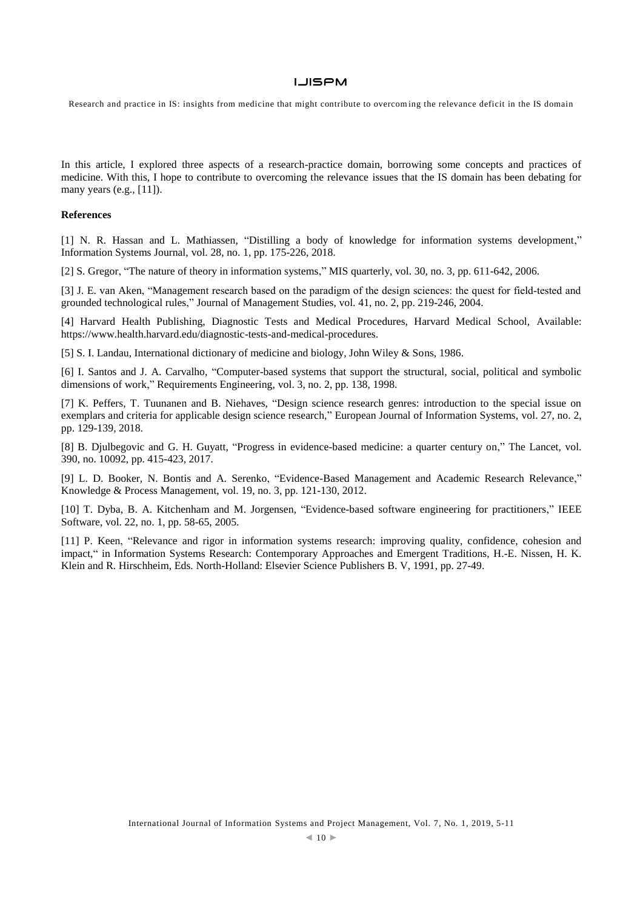In this article, I explored three aspects of a research-practice domain, borrowing some concepts and practices of medicine. With this, I hope to contribute to overcoming the relevance issues that the IS domain has been debating for many years (e.g., [11]).

**References**

[1] N. R. Hassan and L. Mathiassen, "Distilling a body of knowledge for information systems development," Information Systems Journal, vol. 28, no. 1, pp. 175-226, 2018.

[2] S. Gregor, "The nature of theory in information systems," MIS quarterly, vol. 30, no. 3, pp. 611-642, 2006.

[3] J. E. van Aken, "Management research based on the paradigm of the design sciences: the quest for field-tested and grounded technological rules," Journal of Management Studies, vol. 41, no. 2, pp. 219-246, 2004.

[4] Harvard Health Publishing, Diagnostic Tests and Medical Procedures, Harvard Medical School, Available: https://www.health.harvard.edu/diagnostic-tests-and-medical-procedures.

[5] S. I. Landau, International dictionary of medicine and biology, John Wiley & Sons, 1986.

[6] I. Santos and J. A. Carvalho, "Computer-based systems that support the structural, social, political and symbolic dimensions of work," Requirements Engineering, vol. 3, no. 2, pp. 138, 1998.

[7] K. Peffers, T. Tuunanen and B. Niehaves, "Design science research genres: introduction to the special issue on exemplars and criteria for applicable design science research," European Journal of Information Systems, vol. 27, no. 2, pp. 129-139, 2018.

[8] B. Djulbegovic and G. H. Guyatt, "Progress in evidence-based medicine: a quarter century on," The Lancet, vol. 390, no. 10092, pp. 415-423, 2017.

[9] L. D. Booker, N. Bontis and A. Serenko, "Evidence-Based Management and Academic Research Relevance," Knowledge & Process Management, vol. 19, no. 3, pp. 121-130, 2012.

[10] T. Dyba, B. A. Kitchenham and M. Jorgensen, "Evidence-based software engineering for practitioners," IEEE Software, vol. 22, no. 1, pp. 58-65, 2005.

[11] P. Keen, "Relevance and rigor in information systems research: improving quality, confidence, cohesion and impact," in Information Systems Research: Contemporary Approaches and Emergent Traditions, H.-E. Nissen, H. K. Klein and R. Hirschheim, Eds. North-Holland: Elsevier Science Publishers B. V, 1991, pp. 27-49.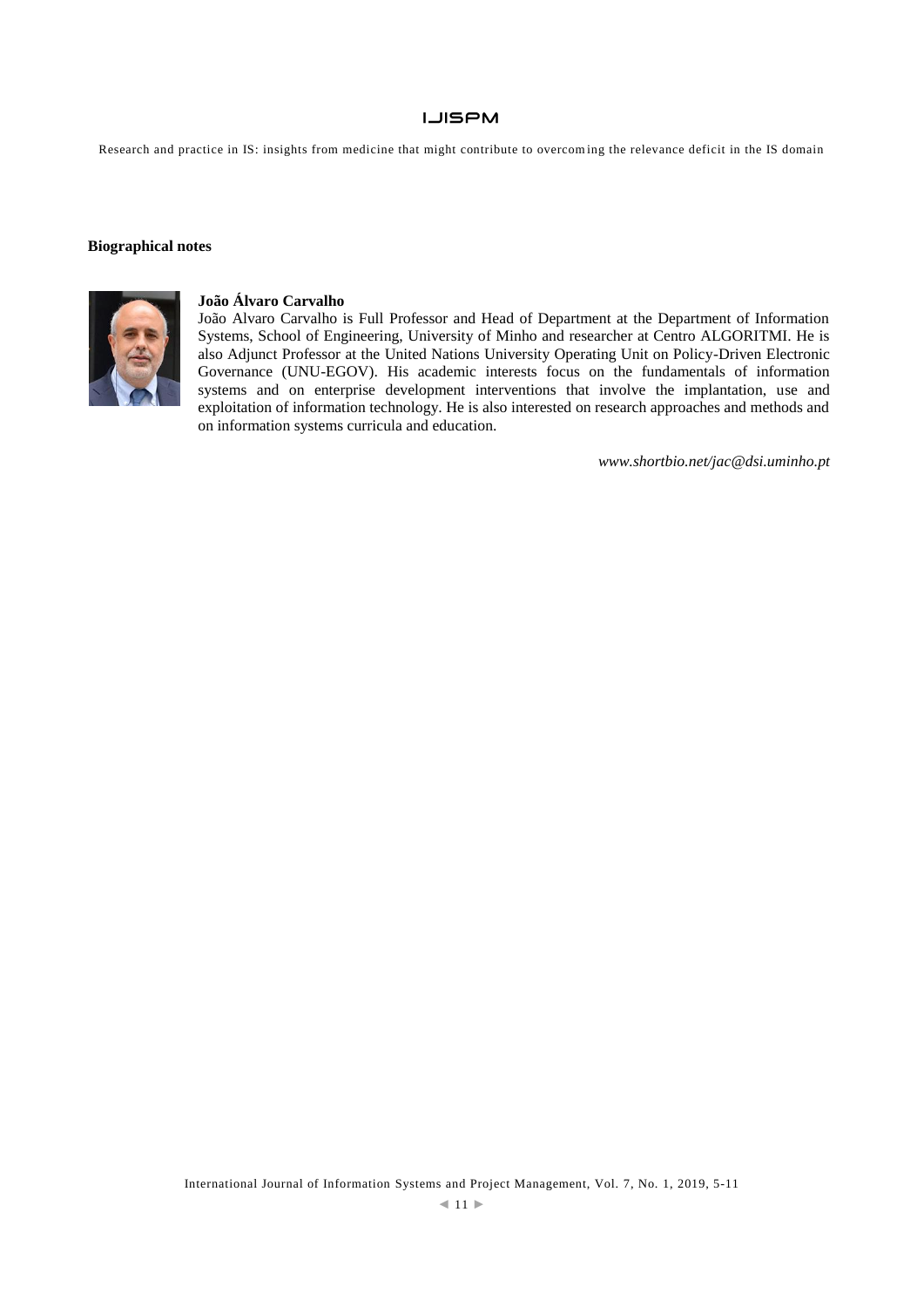**Biographical notes**

**João Álvaro Carvalho**

João Alvaro Carvalho is Full Professor and Head of Department at the Department of Information Systems, School of Engineering, University of Minho and researcher at Centro ALGORITMI. He is also Adjunct Professor at the United Nations University Operating Unit on Policy-Driven Electronic Governance (UNU-EGOV). His academic interests focus on the fundamentals of information systems and on enterprise development interventions that involve the implantation, use and exploitation of information technology. He is also interested on research approaches and methods and on information systems curricula and education.

*www.shortbio.net/jac@dsi.uminho.pt*